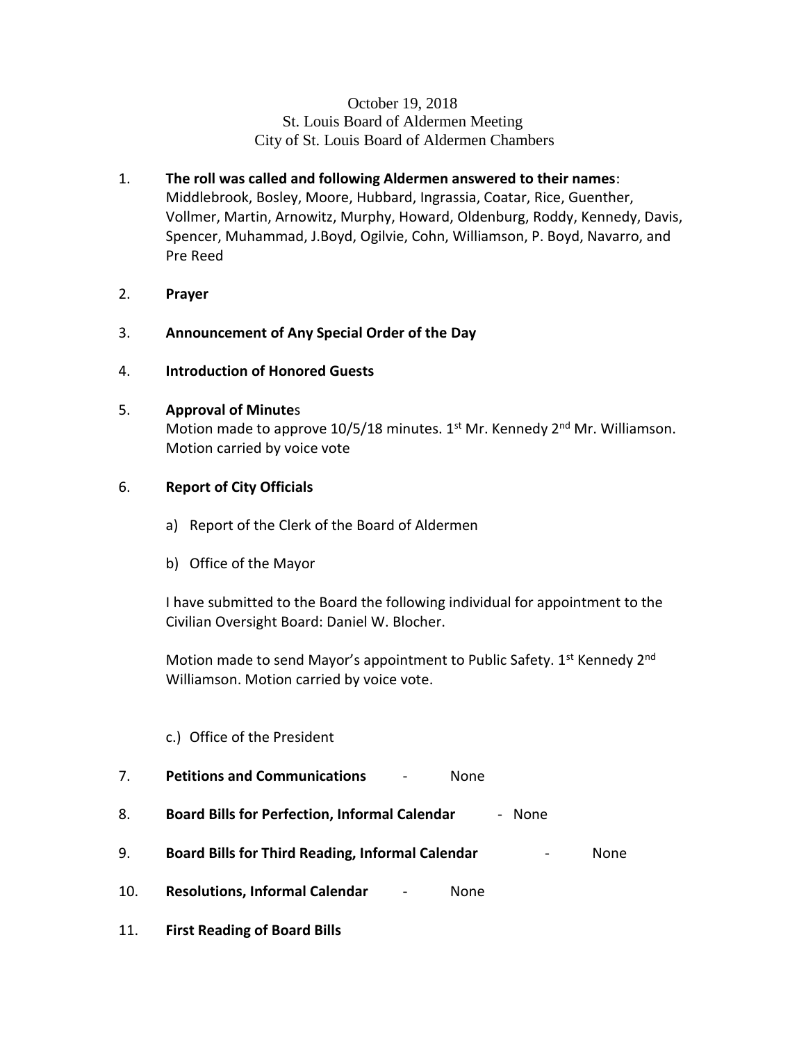October 19, 2018
St. Louis Board of Aldermen Meeting
City of St. Louis Board of Aldermen Chambers

1. **The roll was called and following Aldermen answered to their names**: Middlebrook, Bosley, Moore, Hubbard, Ingrassia, Coatar, Rice, Guenther, Vollmer, Martin, Arnowitz, Murphy, Howard, Oldenburg, Roddy, Kennedy, Davis, Spencer, Muhammad, J.Boyd, Ogilvie, Cohn, Williamson, P. Boyd, Navarro, and Pre Reed

2. **Prayer**

3. **Announcement of Any Special Order of the Day**

4. **Introduction of Honored Guests**

5. **Approval of Minute**s
   Motion made to approve 10/5/18 minutes. 1st Mr. Kennedy 2nd Mr. Williamson. Motion carried by voice vote

6. **Report of City Officials**

   a) Report of the Clerk of the Board of Aldermen

   b) Office of the Mayor

   I have submitted to the Board the following individual for appointment to the Civilian Oversight Board: Daniel W. Blocher.

   Motion made to send Mayor's appointment to Public Safety. 1st Kennedy 2nd Williamson. Motion carried by voice vote.

   c.) Office of the President

7. **Petitions and Communications** - None

8. **Board Bills for Perfection, Informal Calendar** - None

9. **Board Bills for Third Reading, Informal Calendar** - None

10. **Resolutions, Informal Calendar** - None

11. **First Reading of Board Bills**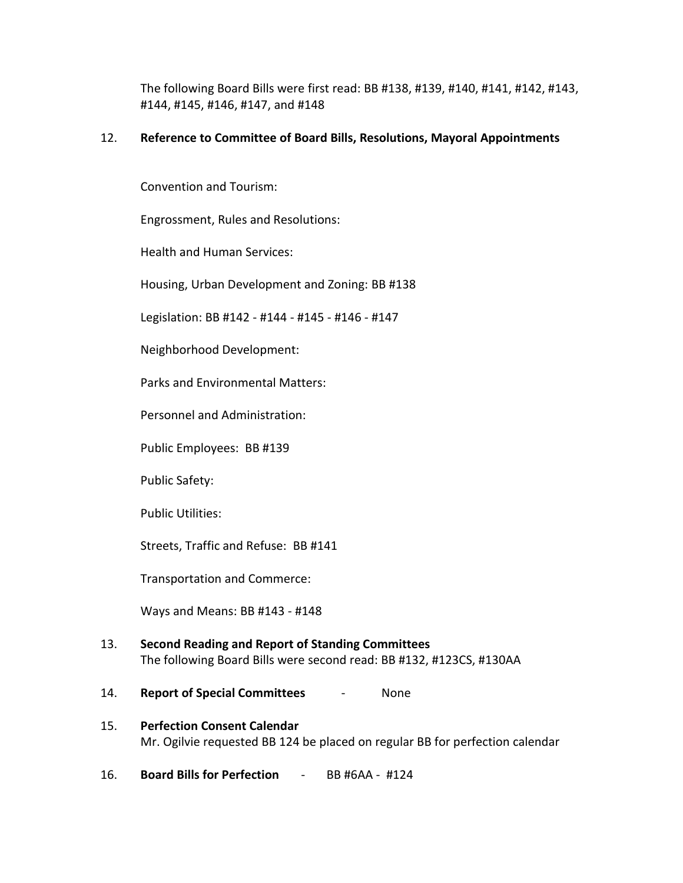The following Board Bills were first read: BB #138, #139, #140, #141, #142, #143, #144, #145, #146, #147, and #148

12. **Reference to Committee of Board Bills, Resolutions, Mayoral Appointments**

Convention and Tourism:

Engrossment, Rules and Resolutions:

Health and Human Services:

Housing, Urban Development and Zoning: BB #138

Legislation: BB #142 - #144 - #145 - #146 - #147

Neighborhood Development:

Parks and Environmental Matters:

Personnel and Administration:

Public Employees: BB #139

Public Safety:

Public Utilities:

Streets, Traffic and Refuse: BB #141

Transportation and Commerce:

Ways and Means: BB #143 - #148

13. **Second Reading and Report of Standing Committees**
The following Board Bills were second read: BB #132, #123CS, #130AA

14. **Report of Special Committees** - None

15. **Perfection Consent Calendar**
Mr. Ogilvie requested BB 124 be placed on regular BB for perfection calendar

16. **Board Bills for Perfection** - BB #6AA - #124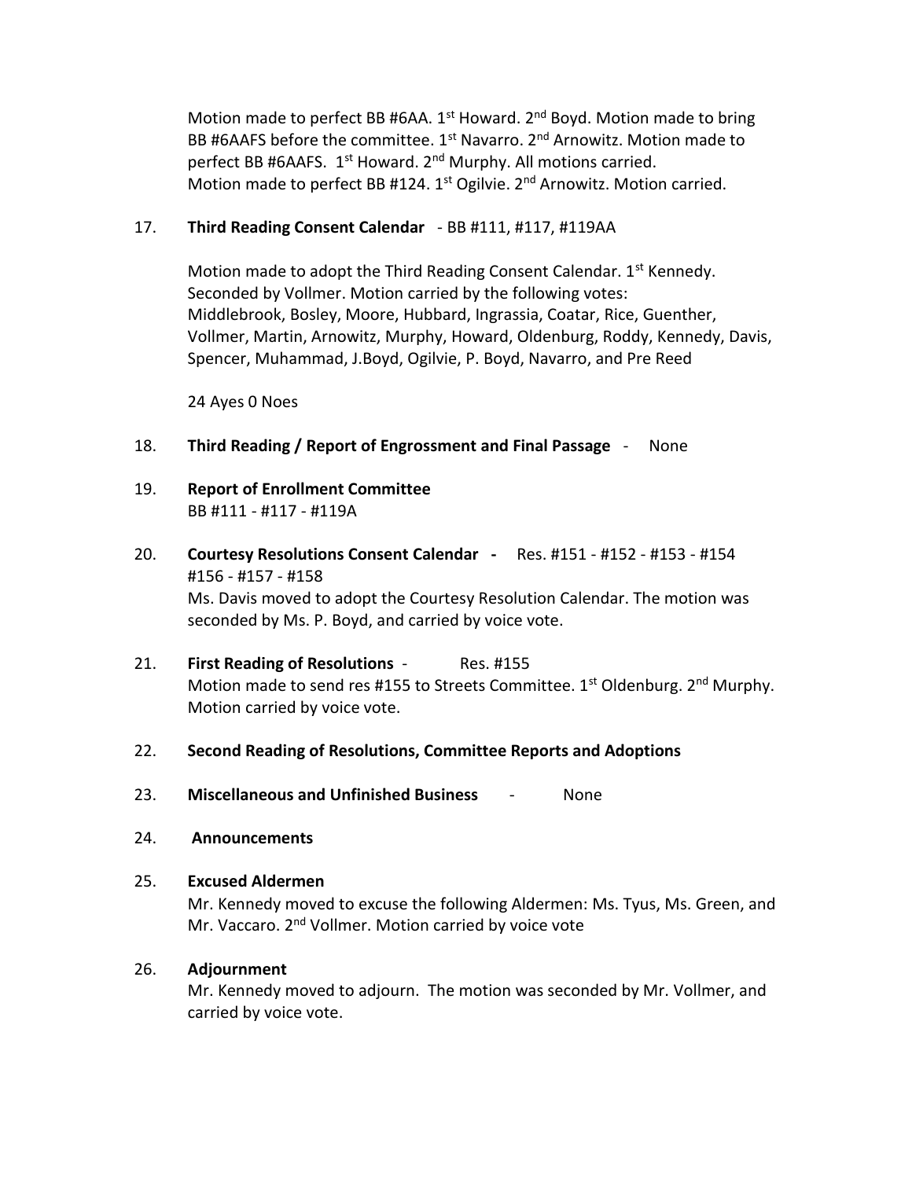Motion made to perfect BB #6AA. 1st Howard. 2nd Boyd. Motion made to bring BB #6AAFS before the committee. 1st Navarro. 2nd Arnowitz. Motion made to perfect BB #6AAFS. 1st Howard. 2nd Murphy. All motions carried.
Motion made to perfect BB #124. 1st Ogilvie. 2nd Arnowitz. Motion carried.

17. **Third Reading Consent Calendar** - BB #111, #117, #119AA

Motion made to adopt the Third Reading Consent Calendar. 1st Kennedy. Seconded by Vollmer. Motion carried by the following votes:
Middlebrook, Bosley, Moore, Hubbard, Ingrassia, Coatar, Rice, Guenther, Vollmer, Martin, Arnowitz, Murphy, Howard, Oldenburg, Roddy, Kennedy, Davis, Spencer, Muhammad, J.Boyd, Ogilvie, P. Boyd, Navarro, and Pre Reed

24 Ayes 0 Noes

18. **Third Reading / Report of Engrossment and Final Passage** - None

19. **Report of Enrollment Committee**
BB #111 - #117 - #119A

20. **Courtesy Resolutions Consent Calendar -** Res. #151 - #152 - #153 - #154 #156 - #157 - #158
Ms. Davis moved to adopt the Courtesy Resolution Calendar. The motion was seconded by Ms. P. Boyd, and carried by voice vote.

21. **First Reading of Resolutions** - Res. #155
Motion made to send res #155 to Streets Committee. 1st Oldenburg. 2nd Murphy. Motion carried by voice vote.

22. **Second Reading of Resolutions, Committee Reports and Adoptions**

23. **Miscellaneous and Unfinished Business** - None

24. **Announcements**

25. **Excused Aldermen**
Mr. Kennedy moved to excuse the following Aldermen: Ms. Tyus, Ms. Green, and Mr. Vaccaro. 2nd Vollmer. Motion carried by voice vote

26. **Adjournment**
Mr. Kennedy moved to adjourn. The motion was seconded by Mr. Vollmer, and carried by voice vote.